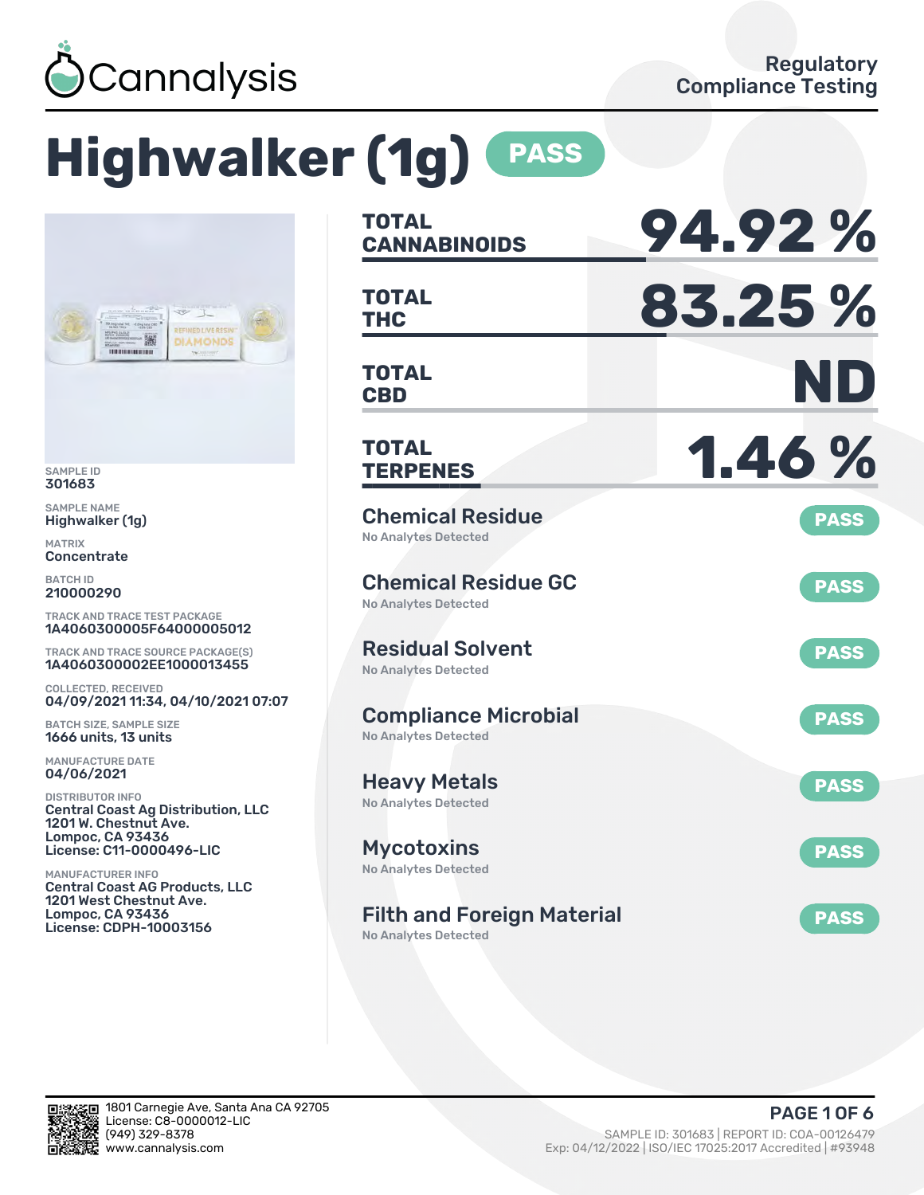Cannalysis

Regulatory Compliance Testing

# Highwalker (1g) PASS

SAMPLE ID
301683

SAMPLE NAME
Highwalker (1g)

MATRIX
Concentrate

BATCH ID
210000290

TRACK AND TRACE TEST PACKAGE
1A4060300005F64000005012

TRACK AND TRACE SOURCE PACKAGE(S)
1A4060300002EE1000013455

COLLECTED, RECEIVED
04/09/2021 11:34, 04/10/2021 07:07

BATCH SIZE, SAMPLE SIZE
1666 units, 13 units

MANUFACTURE DATE
04/06/2021

DISTRIBUTOR INFO
Central Coast Ag Distribution, LLC
1201 W. Chestnut Ave.
Lompoc, CA 93436
License: C11-0000496-LIC

MANUFACTURER INFO
Central Coast AG Products, LLC
1201 West Chestnut Ave.
Lompoc, CA 93436
License: CDPH-10003156

| | |
|---|---|
| **TOTAL CANNABINOIDS** | **94.92 %** |
| **TOTAL THC** | **83.25 %** |
| **TOTAL CBD** | **ND** |
| **TOTAL TERPENES** | **1.46 %** |

| Test | Result | Status |
|---|---|---|
| Chemical Residue | No Analytes Detected | PASS |
| Chemical Residue GC | No Analytes Detected | PASS |
| Residual Solvent | No Analytes Detected | PASS |
| Compliance Microbial | No Analytes Detected | PASS |
| Heavy Metals | No Analytes Detected | PASS |
| Mycotoxins | No Analytes Detected | PASS |
| Filth and Foreign Material | No Analytes Detected | PASS |

1801 Carnegie Ave, Santa Ana CA 92705
License: C8-0000012-LIC
(949) 329-8378
www.cannalysis.com

SAMPLE ID: 301683 | REPORT ID: COA-00126479
Exp: 04/12/2022 | ISO/IEC 17025:2017 Accredited | #93948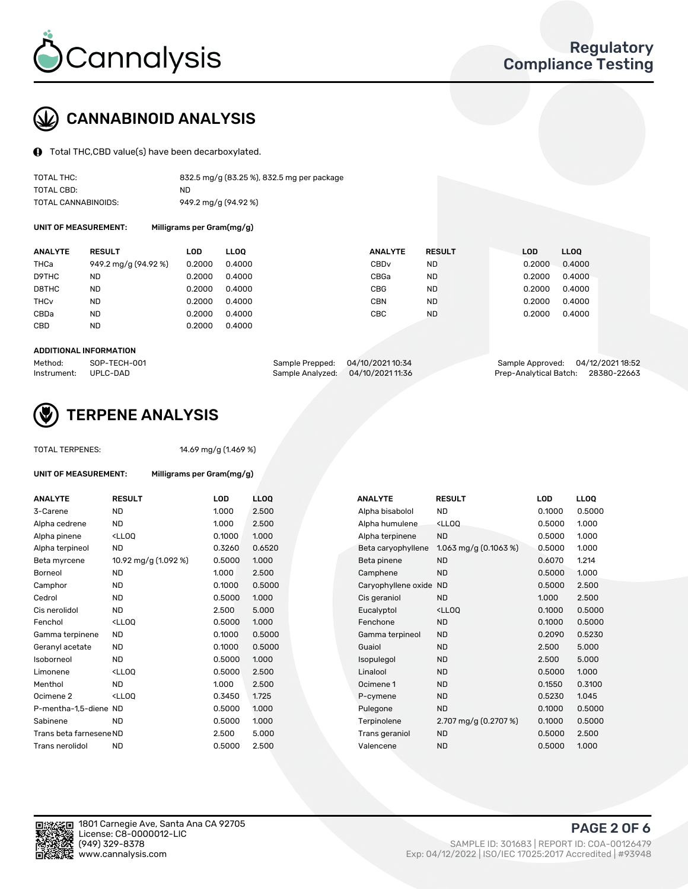Cannalysis

Regulatory Compliance Testing

## CANNABINOID ANALYSIS

Total THC,CBD value(s) have been decarboxylated.

| | |
|---|---|
| TOTAL THC: | 832.5 mg/g (83.25 %), 832.5 mg per package |
| TOTAL CBD: | ND |
| TOTAL CANNABINOIDS: | 949.2 mg/g (94.92 %) |

**UNIT OF MEASUREMENT:** Milligrams per Gram(mg/g)

| ANALYTE | RESULT | LOD | LLOQ | ANALYTE | RESULT | LOD | LLOQ |
|---|---|---|---|---|---|---|---|
| THCa | 949.2 mg/g (94.92 %) | 0.2000 | 0.4000 | CBDv | ND | 0.2000 | 0.4000 |
| D9THC | ND | 0.2000 | 0.4000 | CBGa | ND | 0.2000 | 0.4000 |
| D8THC | ND | 0.2000 | 0.4000 | CBG | ND | 0.2000 | 0.4000 |
| THCv | ND | 0.2000 | 0.4000 | CBN | ND | 0.2000 | 0.4000 |
| CBDa | ND | 0.2000 | 0.4000 | CBC | ND | 0.2000 | 0.4000 |
| CBD | ND | 0.2000 | 0.4000 | | | | |

**ADDITIONAL INFORMATION**

| | | | | | |
|---|---|---|---|---|---|
| Method: | SOP-TECH-001 | Sample Prepped: | 04/10/2021 10:34 | Sample Approved: | 04/12/2021 18:52 |
| Instrument: | UPLC-DAD | Sample Analyzed: | 04/10/2021 11:36 | Prep-Analytical Batch: | 28380-22663 |

## TERPENE ANALYSIS

TOTAL TERPENES: 14.69 mg/g (1.469 %)

**UNIT OF MEASUREMENT:** Milligrams per Gram(mg/g)

| ANALYTE | RESULT | LOD | LLOQ | ANALYTE | RESULT | LOD | LLOQ |
|---|---|---|---|---|---|---|---|
| 3-Carene | ND | 1.000 | 2.500 | Alpha bisabolol | ND | 0.1000 | 0.5000 |
| Alpha cedrene | ND | 1.000 | 2.500 | Alpha humulene | <LLOQ | 0.5000 | 1.000 |
| Alpha pinene | <LLOQ | 0.1000 | 1.000 | Alpha terpinene | ND | 0.5000 | 1.000 |
| Alpha terpineol | ND | 0.3260 | 0.6520 | Beta caryophyllene | 1.063 mg/g (0.1063 %) | 0.5000 | 1.000 |
| Beta myrcene | 10.92 mg/g (1.092 %) | 0.5000 | 1.000 | Beta pinene | ND | 0.6070 | 1.214 |
| Borneol | ND | 1.000 | 2.500 | Camphene | ND | 0.5000 | 1.000 |
| Camphor | ND | 0.1000 | 0.5000 | Caryophyllene oxide | ND | 0.5000 | 2.500 |
| Cedrol | ND | 0.5000 | 1.000 | Cis geraniol | ND | 1.000 | 2.500 |
| Cis nerolidol | ND | 2.500 | 5.000 | Eucalyptol | <LLOQ | 0.1000 | 0.5000 |
| Fenchol | <LLOQ | 0.5000 | 1.000 | Fenchone | ND | 0.1000 | 0.5000 |
| Gamma terpinene | ND | 0.1000 | 0.5000 | Gamma terpineol | ND | 0.2090 | 0.5230 |
| Geranyl acetate | ND | 0.1000 | 0.5000 | Guaiol | ND | 2.500 | 5.000 |
| Isoborneol | ND | 0.5000 | 1.000 | Isopulegol | ND | 2.500 | 5.000 |
| Limonene | <LLOQ | 0.5000 | 2.500 | Linalool | ND | 0.5000 | 1.000 |
| Menthol | ND | 1.000 | 2.500 | Ocimene 1 | ND | 0.1550 | 0.3100 |
| Ocimene 2 | <LLOQ | 0.3450 | 1.725 | P-cymene | ND | 0.5230 | 1.045 |
| P-mentha-1,5-diene | ND | 0.5000 | 1.000 | Pulegone | ND | 0.1000 | 0.5000 |
| Sabinene | ND | 0.5000 | 1.000 | Terpinolene | 2.707 mg/g (0.2707 %) | 0.1000 | 0.5000 |
| Trans beta farnesene | ND | 2.500 | 5.000 | Trans geraniol | ND | 0.5000 | 2.500 |
| Trans nerolidol | ND | 0.5000 | 2.500 | Valencene | ND | 0.5000 | 1.000 |

1801 Carnegie Ave, Santa Ana CA 92705
License: C8-0000012-LIC
(949) 329-8378
www.cannalysis.com

SAMPLE ID: 301683 | REPORT ID: COA-00126479
Exp: 04/12/2022 | ISO/IEC 17025:2017 Accredited | #93948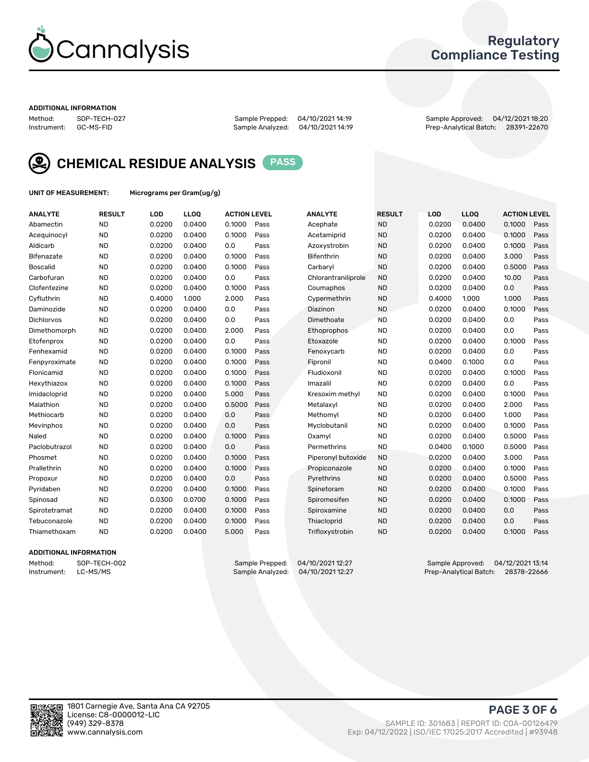Regulatory Compliance Testing

## ADDITIONAL INFORMATION

Method: SOP-TECH-027
Instrument: GC-MS-FID

Sample Prepped: 04/10/2021 14:19
Sample Analyzed: 04/10/2021 14:19

Sample Approved: 04/12/2021 18:20
Prep-Analytical Batch: 28391-22670

## CHEMICAL RESIDUE ANALYSIS PASS

**UNIT OF MEASUREMENT:** Micrograms per Gram(ug/g)

| ANALYTE | RESULT | LOD | LLOQ | ACTION LEVEL | | ANALYTE | RESULT | LOD | LLOQ | ACTION LEVEL | |
|---|---|---|---|---|---|---|---|---|---|---|---|
| Abamectin | ND | 0.0200 | 0.0400 | 0.1000 | Pass | Acephate | ND | 0.0200 | 0.0400 | 0.1000 | Pass |
| Acequinocyl | ND | 0.0200 | 0.0400 | 0.1000 | Pass | Acetamiprid | ND | 0.0200 | 0.0400 | 0.1000 | Pass |
| Aldicarb | ND | 0.0200 | 0.0400 | 0.0 | Pass | Azoxystrobin | ND | 0.0200 | 0.0400 | 0.1000 | Pass |
| Bifenazate | ND | 0.0200 | 0.0400 | 0.1000 | Pass | Bifenthrin | ND | 0.0200 | 0.0400 | 3.000 | Pass |
| Boscalid | ND | 0.0200 | 0.0400 | 0.1000 | Pass | Carbaryl | ND | 0.0200 | 0.0400 | 0.5000 | Pass |
| Carbofuran | ND | 0.0200 | 0.0400 | 0.0 | Pass | Chlorantraniliprole | ND | 0.0200 | 0.0400 | 10.00 | Pass |
| Clofentezine | ND | 0.0200 | 0.0400 | 0.1000 | Pass | Coumaphos | ND | 0.0200 | 0.0400 | 0.0 | Pass |
| Cyfluthrin | ND | 0.4000 | 1.000 | 2.000 | Pass | Cypermethrin | ND | 0.4000 | 1.000 | 1.000 | Pass |
| Daminozide | ND | 0.0200 | 0.0400 | 0.0 | Pass | Diazinon | ND | 0.0200 | 0.0400 | 0.1000 | Pass |
| Dichlorvos | ND | 0.0200 | 0.0400 | 0.0 | Pass | Dimethoate | ND | 0.0200 | 0.0400 | 0.0 | Pass |
| Dimethomorph | ND | 0.0200 | 0.0400 | 2.000 | Pass | Ethoprophos | ND | 0.0200 | 0.0400 | 0.0 | Pass |
| Etofenprox | ND | 0.0200 | 0.0400 | 0.0 | Pass | Etoxazole | ND | 0.0200 | 0.0400 | 0.1000 | Pass |
| Fenhexamid | ND | 0.0200 | 0.0400 | 0.1000 | Pass | Fenoxycarb | ND | 0.0200 | 0.0400 | 0.0 | Pass |
| Fenpyroximate | ND | 0.0200 | 0.0400 | 0.1000 | Pass | Fipronil | ND | 0.0400 | 0.1000 | 0.0 | Pass |
| Flonicamid | ND | 0.0200 | 0.0400 | 0.1000 | Pass | Fludioxonil | ND | 0.0200 | 0.0400 | 0.1000 | Pass |
| Hexythiazox | ND | 0.0200 | 0.0400 | 0.1000 | Pass | Imazalil | ND | 0.0200 | 0.0400 | 0.0 | Pass |
| Imidacloprid | ND | 0.0200 | 0.0400 | 5.000 | Pass | Kresoxim methyl | ND | 0.0200 | 0.0400 | 0.1000 | Pass |
| Malathion | ND | 0.0200 | 0.0400 | 0.5000 | Pass | Metalaxyl | ND | 0.0200 | 0.0400 | 2.000 | Pass |
| Methiocarb | ND | 0.0200 | 0.0400 | 0.0 | Pass | Methomyl | ND | 0.0200 | 0.0400 | 1.000 | Pass |
| Mevinphos | ND | 0.0200 | 0.0400 | 0.0 | Pass | Myclobutanil | ND | 0.0200 | 0.0400 | 0.1000 | Pass |
| Naled | ND | 0.0200 | 0.0400 | 0.1000 | Pass | Oxamyl | ND | 0.0200 | 0.0400 | 0.5000 | Pass |
| Paclobutrazol | ND | 0.0200 | 0.0400 | 0.0 | Pass | Permethrins | ND | 0.0400 | 0.1000 | 0.5000 | Pass |
| Phosmet | ND | 0.0200 | 0.0400 | 0.1000 | Pass | Piperonyl butoxide | ND | 0.0200 | 0.0400 | 3.000 | Pass |
| Prallethrin | ND | 0.0200 | 0.0400 | 0.1000 | Pass | Propiconazole | ND | 0.0200 | 0.0400 | 0.1000 | Pass |
| Propoxur | ND | 0.0200 | 0.0400 | 0.0 | Pass | Pyrethrins | ND | 0.0200 | 0.0400 | 0.5000 | Pass |
| Pyridaben | ND | 0.0200 | 0.0400 | 0.1000 | Pass | Spinetoram | ND | 0.0200 | 0.0400 | 0.1000 | Pass |
| Spinosad | ND | 0.0300 | 0.0700 | 0.1000 | Pass | Spiromesifen | ND | 0.0200 | 0.0400 | 0.1000 | Pass |
| Spirotetramat | ND | 0.0200 | 0.0400 | 0.1000 | Pass | Spiroxamine | ND | 0.0200 | 0.0400 | 0.0 | Pass |
| Tebuconazole | ND | 0.0200 | 0.0400 | 0.1000 | Pass | Thiacloprid | ND | 0.0200 | 0.0400 | 0.0 | Pass |
| Thiamethoxam | ND | 0.0200 | 0.0400 | 5.000 | Pass | Trifloxystrobin | ND | 0.0200 | 0.0400 | 0.1000 | Pass |

## ADDITIONAL INFORMATION

Method: SOP-TECH-002
Instrument: LC-MS/MS

Sample Prepped: 04/10/2021 12:27
Sample Analyzed: 04/10/2021 12:27

Sample Approved: 04/12/2021 13:14
Prep-Analytical Batch: 28378-22666

1801 Carnegie Ave, Santa Ana CA 92705
License: C8-0000012-LIC
(949) 329-8378
www.cannalysis.com

SAMPLE ID: 301683 | REPORT ID: COA-00126479
Exp: 04/12/2022 | ISO/IEC 17025:2017 Accredited | #93948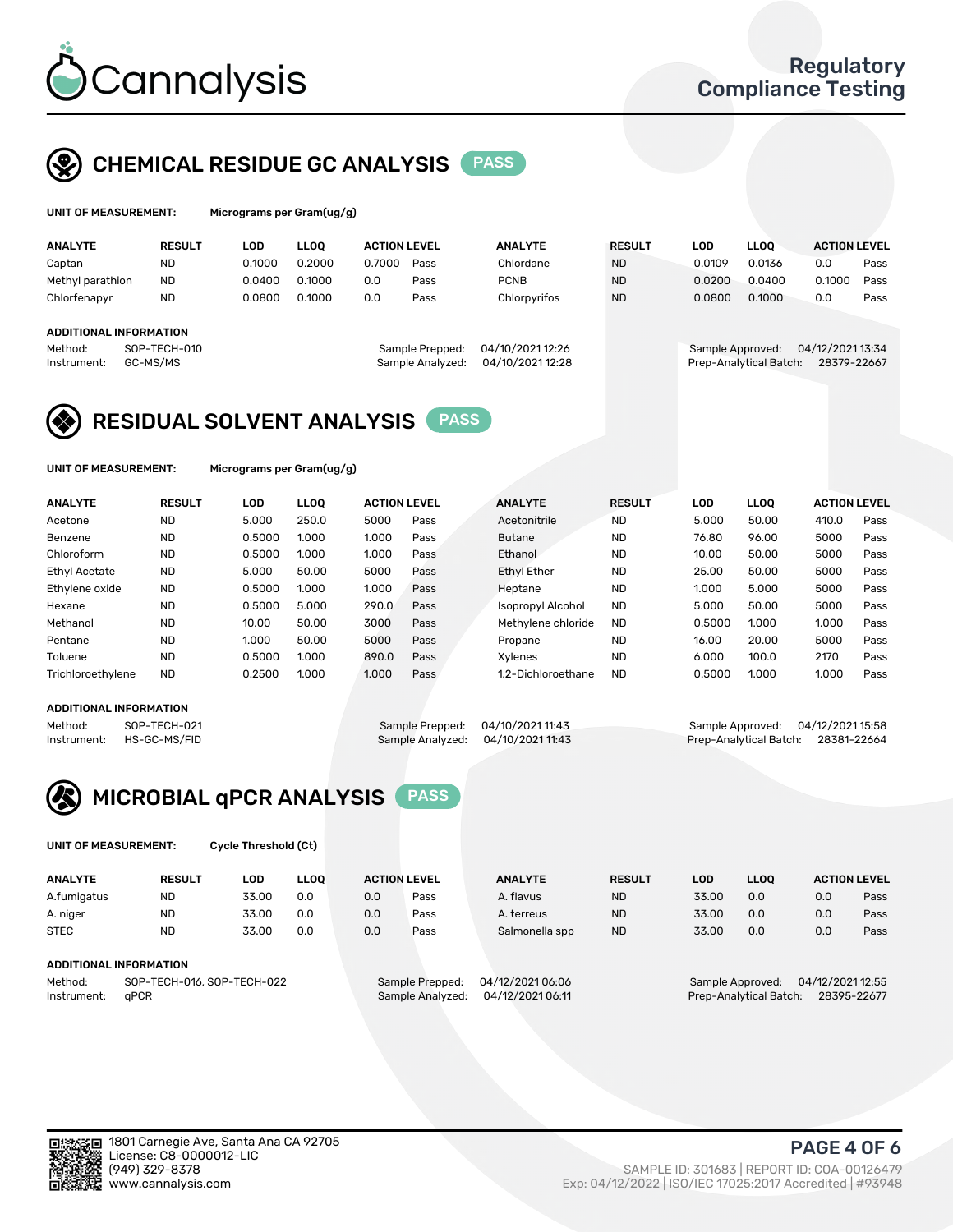# Cannalysis

Regulatory Compliance Testing

## CHEMICAL RESIDUE GC ANALYSIS PASS

**UNIT OF MEASUREMENT:** Micrograms per Gram(ug/g)

| ANALYTE | RESULT | LOD | LLOQ | ACTION LEVEL | | ANALYTE | RESULT | LOD | LLOQ | ACTION LEVEL | |
|---|---|---|---|---|---|---|---|---|---|---|---|
| Captan | ND | 0.1000 | 0.2000 | 0.7000 | Pass | Chlordane | ND | 0.0109 | 0.0136 | 0.0 | Pass |
| Methyl parathion | ND | 0.0400 | 0.1000 | 0.0 | Pass | PCNB | ND | 0.0200 | 0.0400 | 0.1000 | Pass |
| Chlorfenapyr | ND | 0.0800 | 0.1000 | 0.0 | Pass | Chlorpyrifos | ND | 0.0800 | 0.1000 | 0.0 | Pass |

**ADDITIONAL INFORMATION**

Method: SOP-TECH-010
Instrument: GC-MS/MS
Sample Prepped: 04/10/2021 12:26
Sample Analyzed: 04/10/2021 12:28
Sample Approved: 04/12/2021 13:34
Prep-Analytical Batch: 28379-22667

## RESIDUAL SOLVENT ANALYSIS PASS

**UNIT OF MEASUREMENT:** Micrograms per Gram(ug/g)

| ANALYTE | RESULT | LOD | LLOQ | ACTION LEVEL | | ANALYTE | RESULT | LOD | LLOQ | ACTION LEVEL | |
|---|---|---|---|---|---|---|---|---|---|---|---|
| Acetone | ND | 5.000 | 250.0 | 5000 | Pass | Acetonitrile | ND | 5.000 | 50.00 | 410.0 | Pass |
| Benzene | ND | 0.5000 | 1.000 | 1.000 | Pass | Butane | ND | 76.80 | 96.00 | 5000 | Pass |
| Chloroform | ND | 0.5000 | 1.000 | 1.000 | Pass | Ethanol | ND | 10.00 | 50.00 | 5000 | Pass |
| Ethyl Acetate | ND | 5.000 | 50.00 | 5000 | Pass | Ethyl Ether | ND | 25.00 | 50.00 | 5000 | Pass |
| Ethylene oxide | ND | 0.5000 | 1.000 | 1.000 | Pass | Heptane | ND | 1.000 | 5.000 | 5000 | Pass |
| Hexane | ND | 0.5000 | 5.000 | 290.0 | Pass | Isopropyl Alcohol | ND | 5.000 | 50.00 | 5000 | Pass |
| Methanol | ND | 10.00 | 50.00 | 3000 | Pass | Methylene chloride | ND | 0.5000 | 1.000 | 1.000 | Pass |
| Pentane | ND | 1.000 | 50.00 | 5000 | Pass | Propane | ND | 16.00 | 20.00 | 5000 | Pass |
| Toluene | ND | 0.5000 | 1.000 | 890.0 | Pass | Xylenes | ND | 6.000 | 100.0 | 2170 | Pass |
| Trichloroethylene | ND | 0.2500 | 1.000 | 1.000 | Pass | 1,2-Dichloroethane | ND | 0.5000 | 1.000 | 1.000 | Pass |

**ADDITIONAL INFORMATION**

Method: SOP-TECH-021
Instrument: HS-GC-MS/FID
Sample Prepped: 04/10/2021 11:43
Sample Analyzed: 04/10/2021 11:43
Sample Approved: 04/12/2021 15:58
Prep-Analytical Batch: 28381-22664

## MICROBIAL qPCR ANALYSIS PASS

**UNIT OF MEASUREMENT:** Cycle Threshold (Ct)

| ANALYTE | RESULT | LOD | LLOQ | ACTION LEVEL | | ANALYTE | RESULT | LOD | LLOQ | ACTION LEVEL | |
|---|---|---|---|---|---|---|---|---|---|---|---|
| A.fumigatus | ND | 33.00 | 0.0 | 0.0 | Pass | A. flavus | ND | 33.00 | 0.0 | 0.0 | Pass |
| A. niger | ND | 33.00 | 0.0 | 0.0 | Pass | A. terreus | ND | 33.00 | 0.0 | 0.0 | Pass |
| STEC | ND | 33.00 | 0.0 | 0.0 | Pass | Salmonella spp | ND | 33.00 | 0.0 | 0.0 | Pass |

**ADDITIONAL INFORMATION**

Method: SOP-TECH-016, SOP-TECH-022
Instrument: qPCR
Sample Prepped: 04/12/2021 06:06
Sample Analyzed: 04/12/2021 06:11
Sample Approved: 04/12/2021 12:55
Prep-Analytical Batch: 28395-22677

1801 Carnegie Ave, Santa Ana CA 92705
License: C8-0000012-LIC
(949) 329-8378
www.cannalysis.com

SAMPLE ID: 301683 | REPORT ID: COA-00126479
Exp: 04/12/2022 | ISO/IEC 17025:2017 Accredited | #93948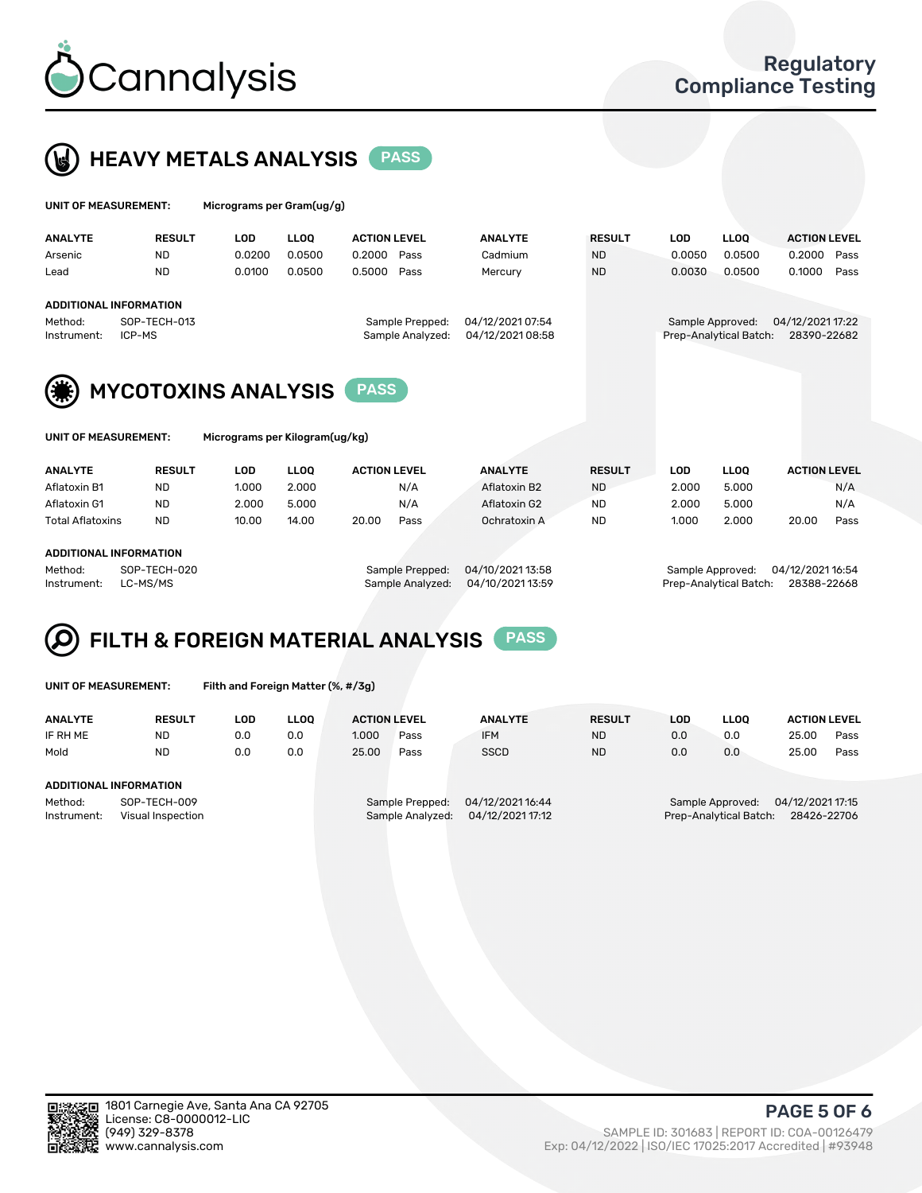# Cannalysis

Regulatory Compliance Testing

## HEAVY METALS ANALYSIS — PASS

**UNIT OF MEASUREMENT:** Micrograms per Gram(ug/g)

| ANALYTE | RESULT | LOD | LLOQ | ACTION LEVEL | | ANALYTE | RESULT | LOD | LLOQ | ACTION LEVEL | |
|---|---|---|---|---|---|---|---|---|---|---|---|
| Arsenic | ND | 0.0200 | 0.0500 | 0.2000 | Pass | Cadmium | ND | 0.0050 | 0.0500 | 0.2000 | Pass |
| Lead | ND | 0.0100 | 0.0500 | 0.5000 | Pass | Mercury | ND | 0.0030 | 0.0500 | 0.1000 | Pass |

**ADDITIONAL INFORMATION**

Method: SOP-TECH-013
Instrument: ICP-MS
Sample Prepped: 04/12/2021 07:54
Sample Analyzed: 04/12/2021 08:58
Sample Approved: 04/12/2021 17:22
Prep-Analytical Batch: 28390-22682

## MYCOTOXINS ANALYSIS — PASS

**UNIT OF MEASUREMENT:** Micrograms per Kilogram(ug/kg)

| ANALYTE | RESULT | LOD | LLOQ | ACTION LEVEL | | ANALYTE | RESULT | LOD | LLOQ | ACTION LEVEL | |
|---|---|---|---|---|---|---|---|---|---|---|---|
| Aflatoxin B1 | ND | 1.000 | 2.000 | | N/A | Aflatoxin B2 | ND | 2.000 | 5.000 | | N/A |
| Aflatoxin G1 | ND | 2.000 | 5.000 | | N/A | Aflatoxin G2 | ND | 2.000 | 5.000 | | N/A |
| Total Aflatoxins | ND | 10.00 | 14.00 | 20.00 | Pass | Ochratoxin A | ND | 1.000 | 2.000 | 20.00 | Pass |

**ADDITIONAL INFORMATION**

Method: SOP-TECH-020
Instrument: LC-MS/MS
Sample Prepped: 04/10/2021 13:58
Sample Analyzed: 04/10/2021 13:59
Sample Approved: 04/12/2021 16:54
Prep-Analytical Batch: 28388-22668

## FILTH & FOREIGN MATERIAL ANALYSIS — PASS

**UNIT OF MEASUREMENT:** Filth and Foreign Matter (%, #/3g)

| ANALYTE | RESULT | LOD | LLOQ | ACTION LEVEL | | ANALYTE | RESULT | LOD | LLOQ | ACTION LEVEL | |
|---|---|---|---|---|---|---|---|---|---|---|---|
| IF RH ME | ND | 0.0 | 0.0 | 1.000 | Pass | IFM | ND | 0.0 | 0.0 | 25.00 | Pass |
| Mold | ND | 0.0 | 0.0 | 25.00 | Pass | SSCD | ND | 0.0 | 0.0 | 25.00 | Pass |

**ADDITIONAL INFORMATION**

Method: SOP-TECH-009
Instrument: Visual Inspection
Sample Prepped: 04/12/2021 16:44
Sample Analyzed: 04/12/2021 17:12
Sample Approved: 04/12/2021 17:15
Prep-Analytical Batch: 28426-22706

1801 Carnegie Ave, Santa Ana CA 92705
License: C8-0000012-LIC
(949) 329-8378
www.cannalysis.com

SAMPLE ID: 301683 | REPORT ID: COA-00126479
Exp: 04/12/2022 | ISO/IEC 17025:2017 Accredited | #93948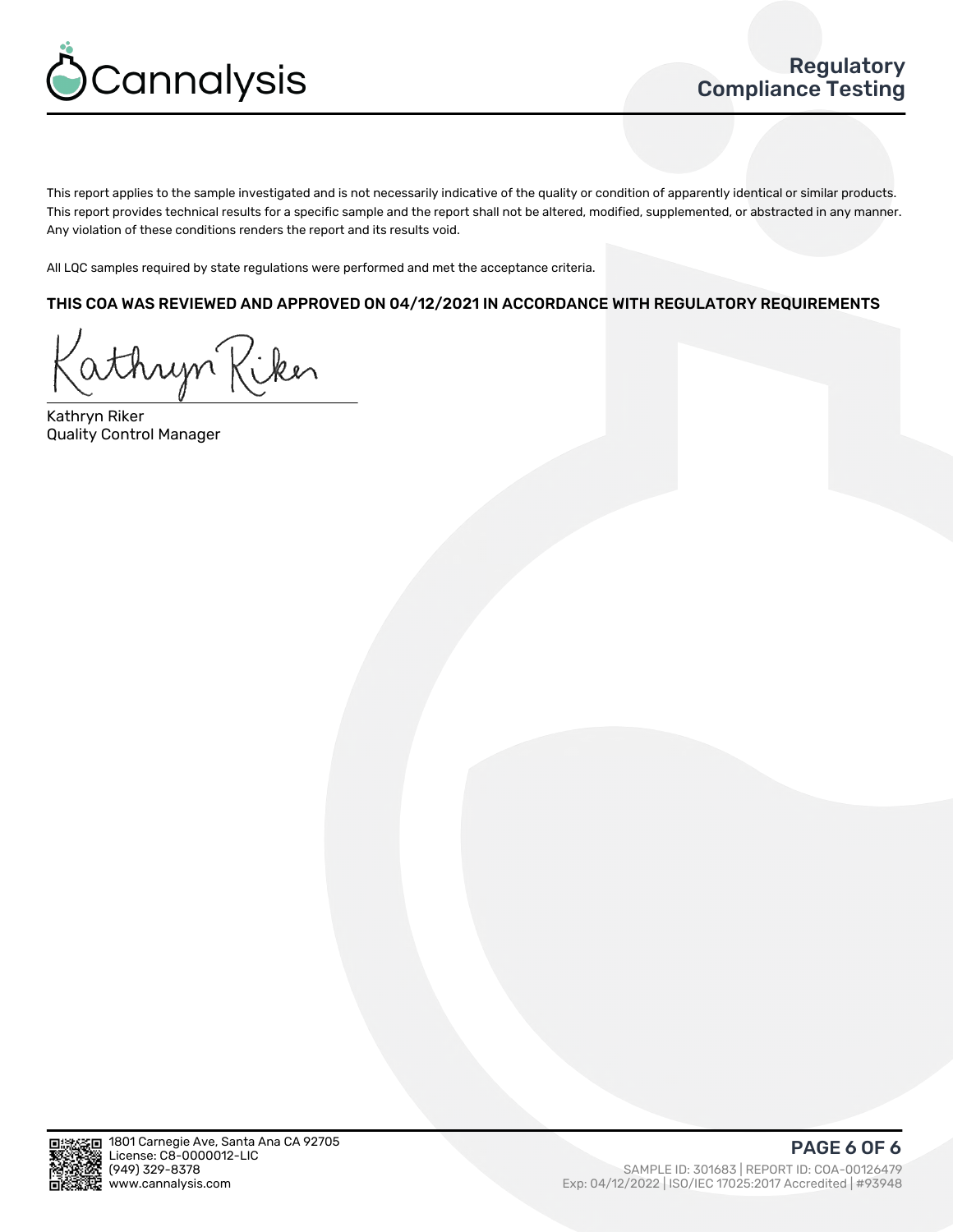This report applies to the sample investigated and is not necessarily indicative of the quality or condition of apparently identical or similar products. This report provides technical results for a specific sample and the report shall not be altered, modified, supplemented, or abstracted in any manner. Any violation of these conditions renders the report and its results void.

All LQC samples required by state regulations were performed and met the acceptance criteria.

**THIS COA WAS REVIEWED AND APPROVED ON 04/12/2021 IN ACCORDANCE WITH REGULATORY REQUIREMENTS**

Kathryn Riker
Quality Control Manager